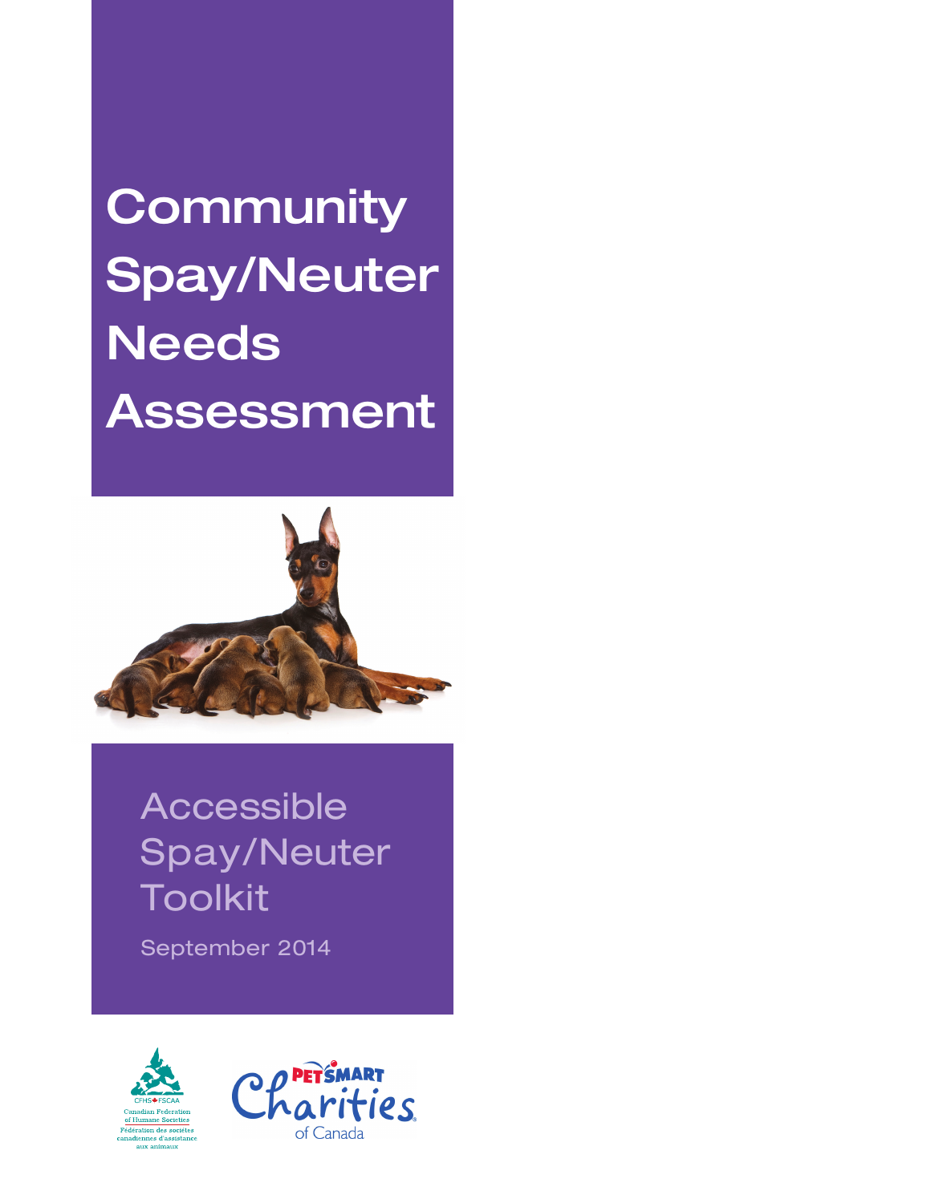# Community Spay/Neuter Needs Assessment

## Accessible Spay/Neuter Toolkit

September 2014

CFHS FSCAA
Canadian Federation of Humane Societies
Fédération des sociétés canadiennes d'assistance aux animaux

PETSMART Charities of Canada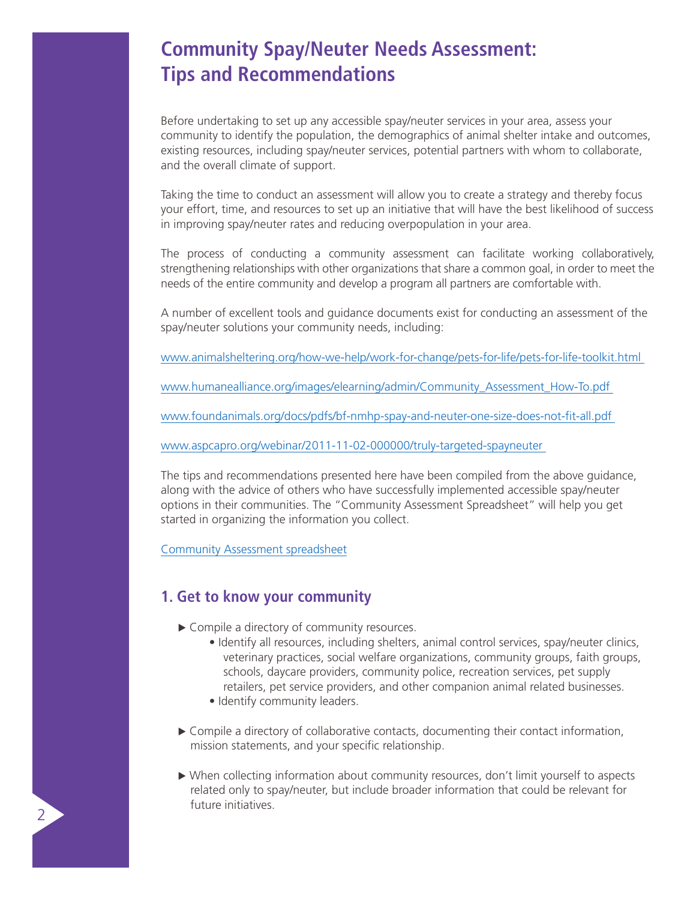# Community Spay/Neuter Needs Assessment: Tips and Recommendations

Before undertaking to set up any accessible spay/neuter services in your area, assess your community to identify the population, the demographics of animal shelter intake and outcomes, existing resources, including spay/neuter services, potential partners with whom to collaborate, and the overall climate of support.

Taking the time to conduct an assessment will allow you to create a strategy and thereby focus your effort, time, and resources to set up an initiative that will have the best likelihood of success in improving spay/neuter rates and reducing overpopulation in your area.

The process of conducting a community assessment can facilitate working collaboratively, strengthening relationships with other organizations that share a common goal, in order to meet the needs of the entire community and develop a program all partners are comfortable with.

A number of excellent tools and guidance documents exist for conducting an assessment of the spay/neuter solutions your community needs, including:

www.animalsheltering.org/how-we-help/work-for-change/pets-for-life/pets-for-life-toolkit.html

www.humanealliance.org/images/elearning/admin/Community_Assessment_How-To.pdf

www.foundanimals.org/docs/pdfs/bf-nmhp-spay-and-neuter-one-size-does-not-fit-all.pdf

www.aspcapro.org/webinar/2011-11-02-000000/truly-targeted-spayneuter

The tips and recommendations presented here have been compiled from the above guidance, along with the advice of others who have successfully implemented accessible spay/neuter options in their communities. The "Community Assessment Spreadsheet" will help you get started in organizing the information you collect.

Community Assessment spreadsheet

## 1. Get to know your community

- Compile a directory of community resources.
  - Identify all resources, including shelters, animal control services, spay/neuter clinics, veterinary practices, social welfare organizations, community groups, faith groups, schools, daycare providers, community police, recreation services, pet supply retailers, pet service providers, and other companion animal related businesses.
  - Identify community leaders.
- Compile a directory of collaborative contacts, documenting their contact information, mission statements, and your specific relationship.
- When collecting information about community resources, don't limit yourself to aspects related only to spay/neuter, but include broader information that could be relevant for future initiatives.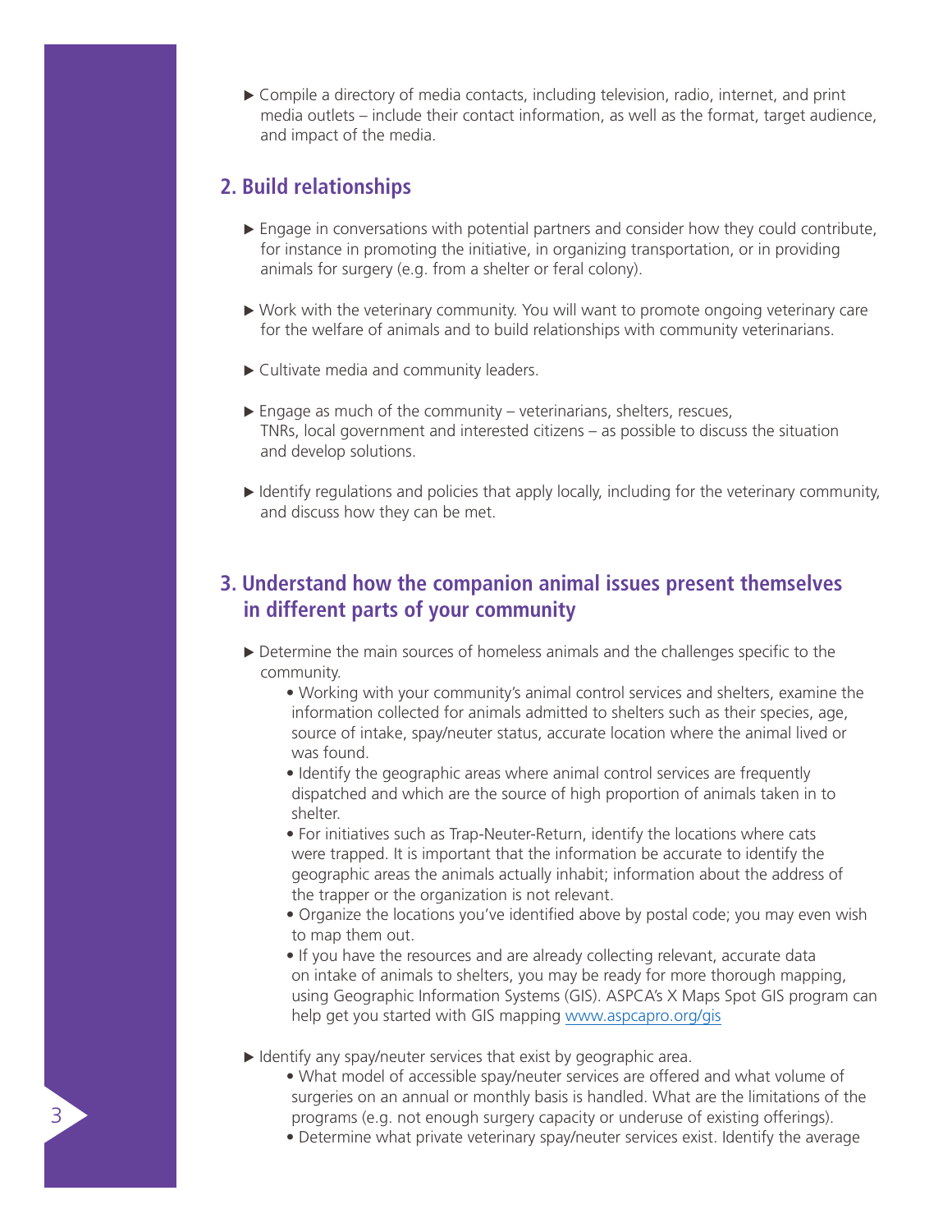- Compile a directory of media contacts, including television, radio, internet, and print media outlets – include their contact information, as well as the format, target audience, and impact of the media.

## 2. Build relationships

- Engage in conversations with potential partners and consider how they could contribute, for instance in promoting the initiative, in organizing transportation, or in providing animals for surgery (e.g. from a shelter or feral colony).
- Work with the veterinary community. You will want to promote ongoing veterinary care for the welfare of animals and to build relationships with community veterinarians.
- Cultivate media and community leaders.
- Engage as much of the community – veterinarians, shelters, rescues, TNRs, local government and interested citizens – as possible to discuss the situation and develop solutions.
- Identify regulations and policies that apply locally, including for the veterinary community, and discuss how they can be met.

## 3. Understand how the companion animal issues present themselves in different parts of your community

- Determine the main sources of homeless animals and the challenges specific to the community.
  - Working with your community's animal control services and shelters, examine the information collected for animals admitted to shelters such as their species, age, source of intake, spay/neuter status, accurate location where the animal lived or was found.
  - Identify the geographic areas where animal control services are frequently dispatched and which are the source of high proportion of animals taken in to shelter.
  - For initiatives such as Trap-Neuter-Return, identify the locations where cats were trapped. It is important that the information be accurate to identify the geographic areas the animals actually inhabit; information about the address of the trapper or the organization is not relevant.
  - Organize the locations you've identified above by postal code; you may even wish to map them out.
  - If you have the resources and are already collecting relevant, accurate data on intake of animals to shelters, you may be ready for more thorough mapping, using Geographic Information Systems (GIS). ASPCA's X Maps Spot GIS program can help get you started with GIS mapping [www.aspcapro.org/gis](www.aspcapro.org/gis)
- Identify any spay/neuter services that exist by geographic area.
  - What model of accessible spay/neuter services are offered and what volume of surgeries on an annual or monthly basis is handled. What are the limitations of the programs (e.g. not enough surgery capacity or underuse of existing offerings).
  - Determine what private veterinary spay/neuter services exist. Identify the average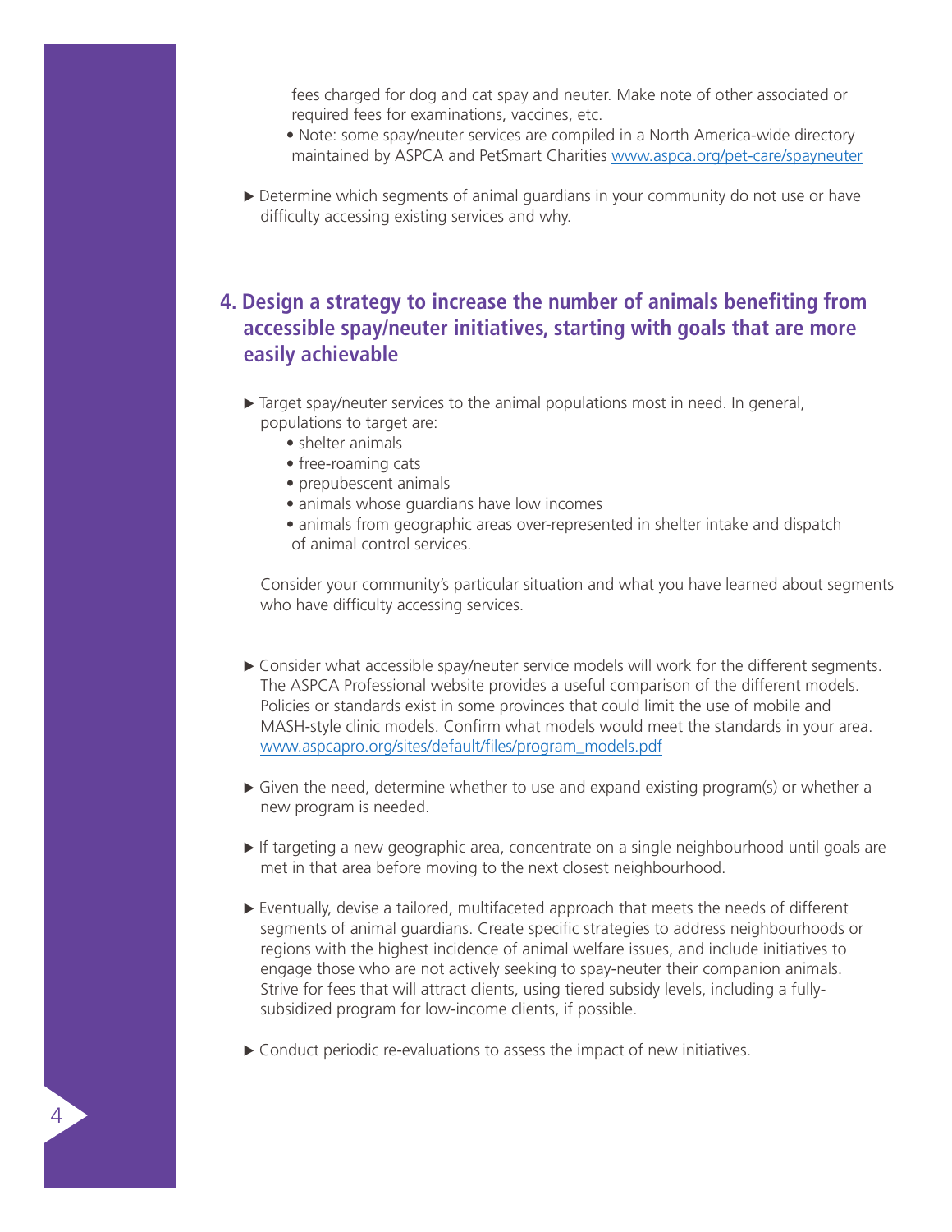fees charged for dog and cat spay and neuter. Make note of other associated or required fees for examinations, vaccines, etc.

- Note: some spay/neuter services are compiled in a North America-wide directory maintained by ASPCA and PetSmart Charities www.aspca.org/pet-care/spayneuter

▶ Determine which segments of animal guardians in your community do not use or have difficulty accessing existing services and why.

## 4. Design a strategy to increase the number of animals benefiting from accessible spay/neuter initiatives, starting with goals that are more easily achievable

▶ Target spay/neuter services to the animal populations most in need. In general, populations to target are:

- shelter animals
- free-roaming cats
- prepubescent animals
- animals whose guardians have low incomes
- animals from geographic areas over-represented in shelter intake and dispatch of animal control services.

Consider your community's particular situation and what you have learned about segments who have difficulty accessing services.

▶ Consider what accessible spay/neuter service models will work for the different segments. The ASPCA Professional website provides a useful comparison of the different models. Policies or standards exist in some provinces that could limit the use of mobile and MASH-style clinic models. Confirm what models would meet the standards in your area. www.aspcapro.org/sites/default/files/program_models.pdf

▶ Given the need, determine whether to use and expand existing program(s) or whether a new program is needed.

▶ If targeting a new geographic area, concentrate on a single neighbourhood until goals are met in that area before moving to the next closest neighbourhood.

▶ Eventually, devise a tailored, multifaceted approach that meets the needs of different segments of animal guardians. Create specific strategies to address neighbourhoods or regions with the highest incidence of animal welfare issues, and include initiatives to engage those who are not actively seeking to spay-neuter their companion animals. Strive for fees that will attract clients, using tiered subsidy levels, including a fully-subsidized program for low-income clients, if possible.

▶ Conduct periodic re-evaluations to assess the impact of new initiatives.